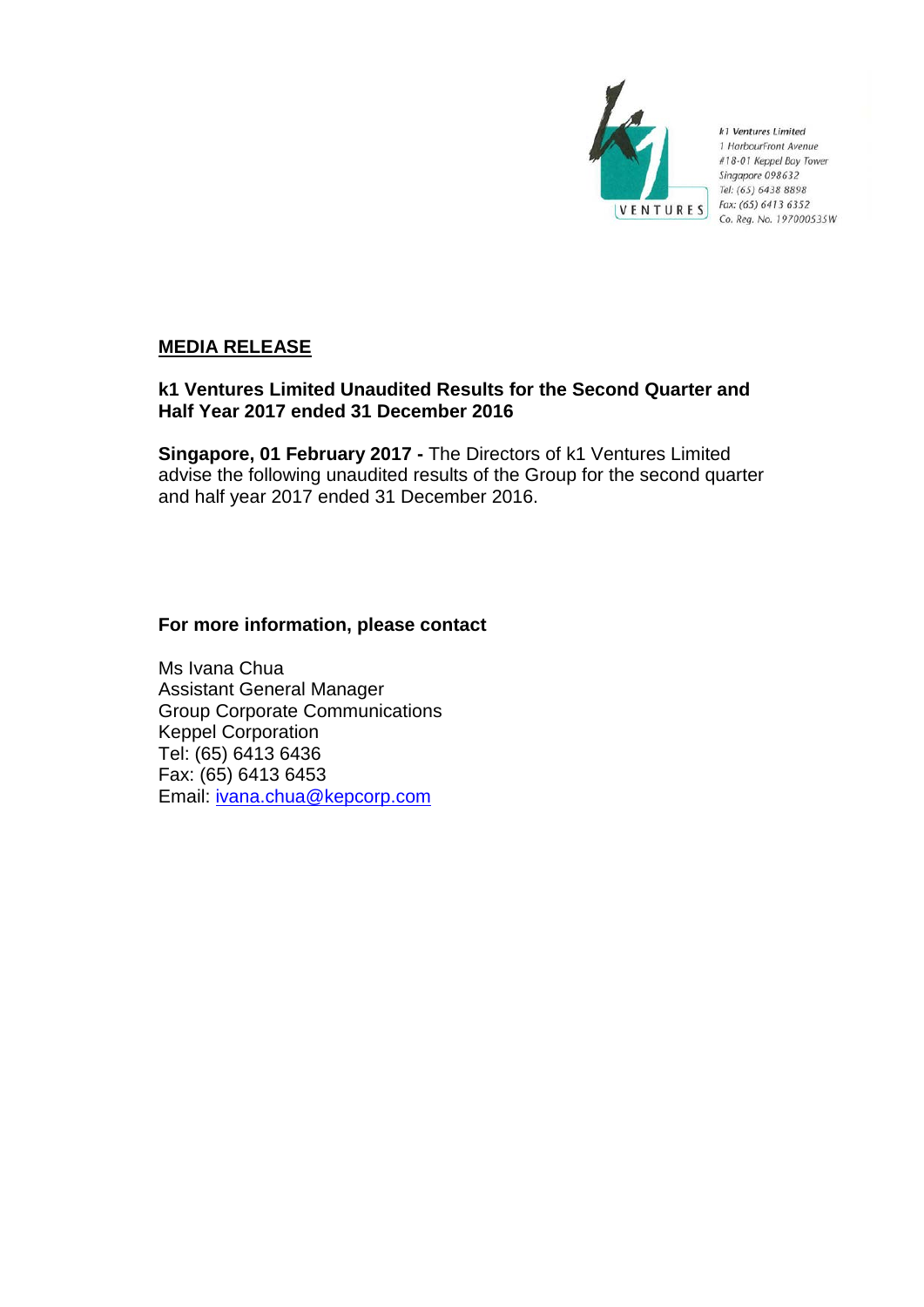k1 Ventures Limited
1 HarbourFront Avenue
#18-01 Keppel Bay Tower
Singapore 098632
Tel: (65) 6438 8898
Fax: (65) 6413 6352
Co. Reg. No. 197000535W

## MEDIA RELEASE

### k1 Ventures Limited Unaudited Results for the Second Quarter and Half Year 2017 ended 31 December 2016

**Singapore, 01 February 2017 -** The Directors of k1 Ventures Limited advise the following unaudited results of the Group for the second quarter and half year 2017 ended 31 December 2016.

**For more information, please contact**

Ms Ivana Chua
Assistant General Manager
Group Corporate Communications
Keppel Corporation
Tel: (65) 6413 6436
Fax: (65) 6413 6453
Email: ivana.chua@kepcorp.com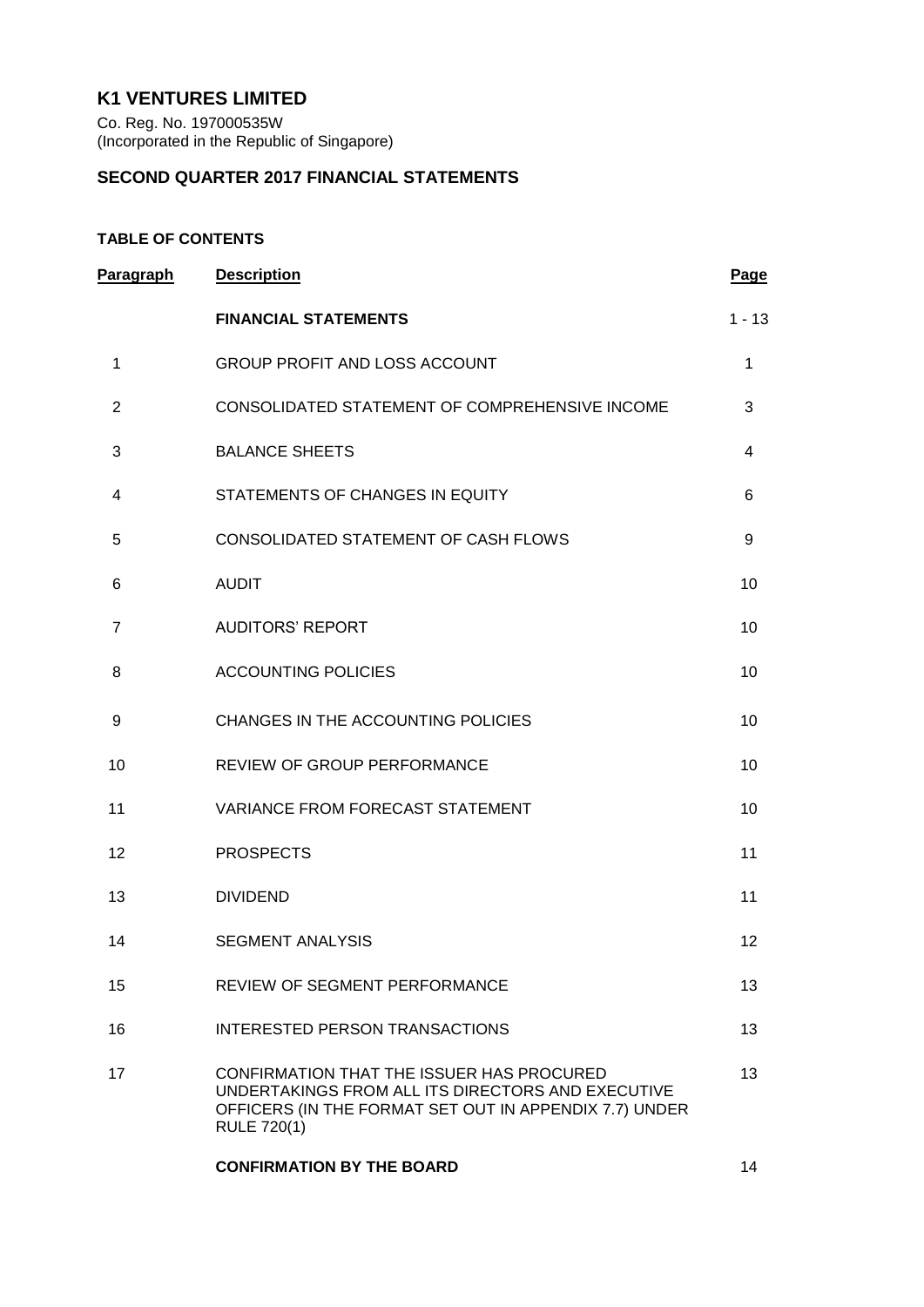# K1 VENTURES LIMITED

Co. Reg. No. 197000535W
(Incorporated in the Republic of Singapore)

## SECOND QUARTER 2017 FINANCIAL STATEMENTS

### TABLE OF CONTENTS

| Paragraph | Description | Page |
|---|---|---|
| | **FINANCIAL STATEMENTS** | 1 - 13 |
| 1 | GROUP PROFIT AND LOSS ACCOUNT | 1 |
| 2 | CONSOLIDATED STATEMENT OF COMPREHENSIVE INCOME | 3 |
| 3 | BALANCE SHEETS | 4 |
| 4 | STATEMENTS OF CHANGES IN EQUITY | 6 |
| 5 | CONSOLIDATED STATEMENT OF CASH FLOWS | 9 |
| 6 | AUDIT | 10 |
| 7 | AUDITORS' REPORT | 10 |
| 8 | ACCOUNTING POLICIES | 10 |
| 9 | CHANGES IN THE ACCOUNTING POLICIES | 10 |
| 10 | REVIEW OF GROUP PERFORMANCE | 10 |
| 11 | VARIANCE FROM FORECAST STATEMENT | 10 |
| 12 | PROSPECTS | 11 |
| 13 | DIVIDEND | 11 |
| 14 | SEGMENT ANALYSIS | 12 |
| 15 | REVIEW OF SEGMENT PERFORMANCE | 13 |
| 16 | INTERESTED PERSON TRANSACTIONS | 13 |
| 17 | CONFIRMATION THAT THE ISSUER HAS PROCURED UNDERTAKINGS FROM ALL ITS DIRECTORS AND EXECUTIVE OFFICERS (IN THE FORMAT SET OUT IN APPENDIX 7.7) UNDER RULE 720(1) | 13 |
| | **CONFIRMATION BY THE BOARD** | 14 |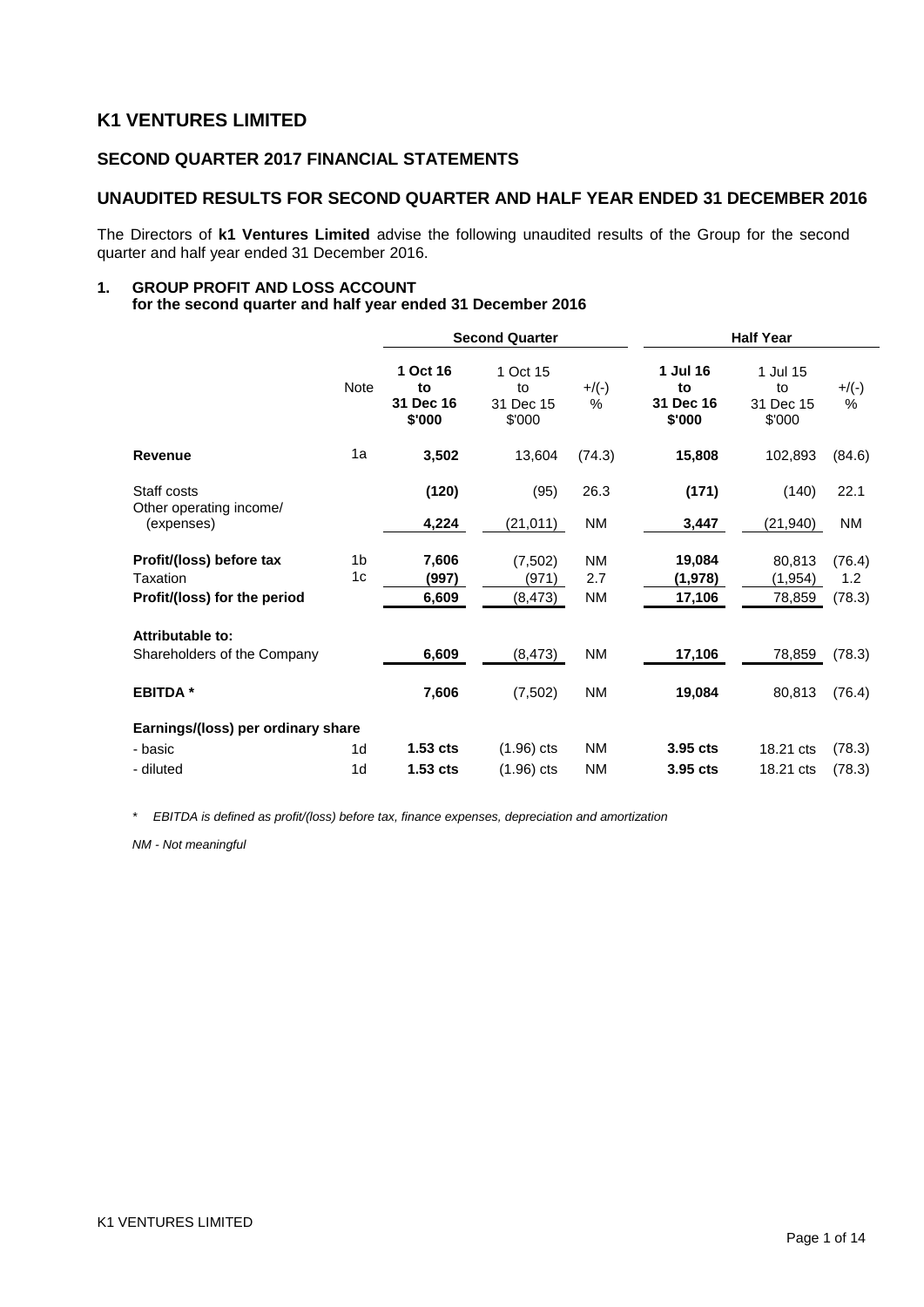# K1 VENTURES LIMITED

## SECOND QUARTER 2017 FINANCIAL STATEMENTS

## UNAUDITED RESULTS FOR SECOND QUARTER AND HALF YEAR ENDED 31 DECEMBER 2016

The Directors of **k1 Ventures Limited** advise the following unaudited results of the Group for the second quarter and half year ended 31 December 2016.

### 1. GROUP PROFIT AND LOSS ACCOUNT
**for the second quarter and half year ended 31 December 2016**

| | | Second Quarter | | | Half Year | | |
|---|---|---|---|---|---|---|---|
| | Note | **1 Oct 16 to 31 Dec 16 $'000** | 1 Oct 15 to 31 Dec 15 $'000 | +/(-) % | **1 Jul 16 to 31 Dec 16 $'000** | 1 Jul 15 to 31 Dec 15 $'000 | +/(-) % |
| **Revenue** | 1a | **3,502** | 13,604 | (74.3) | **15,808** | 102,893 | (84.6) |
| Staff costs | | **(120)** | (95) | 26.3 | **(171)** | (140) | 22.1 |
| Other operating income/ (expenses) | | **4,224** | (21,011) | NM | **3,447** | (21,940) | NM |
| **Profit/(loss) before tax** | 1b | **7,606** | (7,502) | NM | **19,084** | 80,813 | (76.4) |
| Taxation | 1c | **(997)** | (971) | 2.7 | **(1,978)** | (1,954) | 1.2 |
| **Profit/(loss) for the period** | | **6,609** | (8,473) | NM | **17,106** | 78,859 | (78.3) |
| **Attributable to:** | | | | | | | |
| Shareholders of the Company | | **6,609** | (8,473) | NM | **17,106** | 78,859 | (78.3) |
| **EBITDA \*** | | **7,606** | (7,502) | NM | **19,084** | 80,813 | (76.4) |
| **Earnings/(loss) per ordinary share** | | | | | | | |
| - basic | 1d | **1.53 cts** | (1.96) cts | NM | **3.95 cts** | 18.21 cts | (78.3) |
| - diluted | 1d | **1.53 cts** | (1.96) cts | NM | **3.95 cts** | 18.21 cts | (78.3) |

\* *EBITDA is defined as profit/(loss) before tax, finance expenses, depreciation and amortization*

*NM - Not meaningful*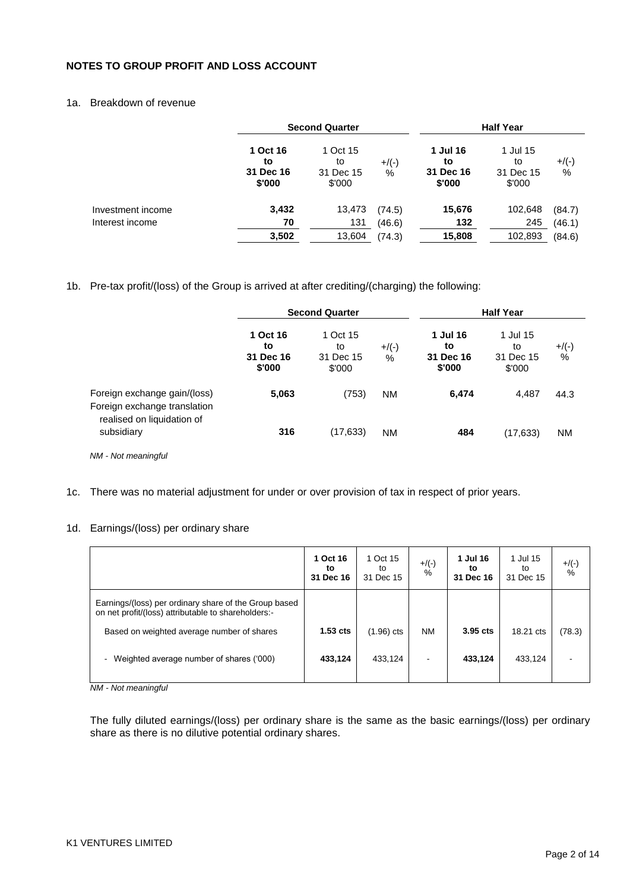**NOTES TO GROUP PROFIT AND LOSS ACCOUNT**

1a. Breakdown of revenue

| | Second Quarter | | | Half Year | | |
|---|---|---|---|---|---|---|
| | **1 Oct 16 to 31 Dec 16 $'000** | 1 Oct 15 to 31 Dec 15 $'000 | +/(-) % | **1 Jul 16 to 31 Dec 16 $'000** | 1 Jul 15 to 31 Dec 15 $'000 | +/(-) % |
| Investment income | **3,432** | 13,473 | (74.5) | **15,676** | 102,648 | (84.7) |
| Interest income | **70** | 131 | (46.6) | **132** | 245 | (46.1) |
| | **3,502** | 13,604 | (74.3) | **15,808** | 102,893 | (84.6) |

1b. Pre-tax profit/(loss) of the Group is arrived at after crediting/(charging) the following:

| | Second Quarter | | | Half Year | | |
|---|---|---|---|---|---|---|
| | **1 Oct 16 to 31 Dec 16 $'000** | 1 Oct 15 to 31 Dec 15 $'000 | +/(-) % | **1 Jul 16 to 31 Dec 16 $'000** | 1 Jul 15 to 31 Dec 15 $'000 | +/(-) % |
| Foreign exchange gain/(loss) | **5,063** | (753) | NM | **6,474** | 4,487 | 44.3 |
| Foreign exchange translation realised on liquidation of subsidiary | **316** | (17,633) | NM | **484** | (17,633) | NM |

*NM - Not meaningful*

1c. There was no material adjustment for under or over provision of tax in respect of prior years.

1d. Earnings/(loss) per ordinary share

| | **1 Oct 16 to 31 Dec 16** | 1 Oct 15 to 31 Dec 15 | +/(-) % | **1 Jul 16 to 31 Dec 16** | 1 Jul 15 to 31 Dec 15 | +/(-) % |
|---|---|---|---|---|---|---|
| Earnings/(loss) per ordinary share of the Group based on net profit/(loss) attributable to shareholders:- | | | | | | |
| Based on weighted average number of shares | **1.53 cts** | (1.96) cts | NM | **3.95 cts** | 18.21 cts | (78.3) |
| - Weighted average number of shares ('000) | **433,124** | 433,124 | - | **433,124** | 433,124 | - |

*NM - Not meaningful*

The fully diluted earnings/(loss) per ordinary share is the same as the basic earnings/(loss) per ordinary share as there is no dilutive potential ordinary shares.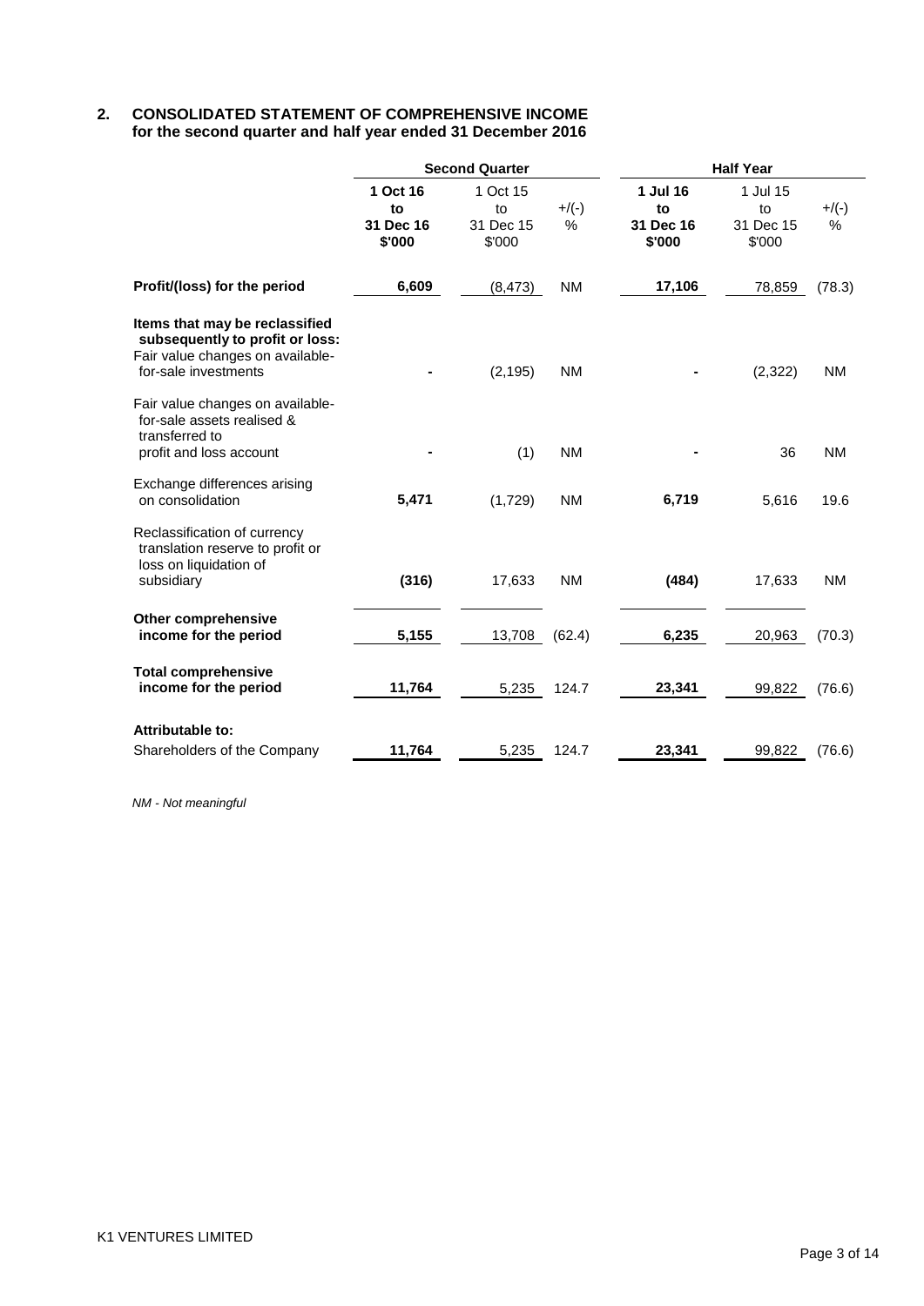## 2. CONSOLIDATED STATEMENT OF COMPREHENSIVE INCOME
**for the second quarter and half year ended 31 December 2016**

| | Second Quarter | | | Half Year | | |
|---|---|---|---|---|---|---|
| | **1 Oct 16 to 31 Dec 16 $'000** | 1 Oct 15 to 31 Dec 15 $'000 | +/(-) % | **1 Jul 16 to 31 Dec 16 $'000** | 1 Jul 15 to 31 Dec 15 $'000 | +/(-) % |
| **Profit/(loss) for the period** | **6,609** | (8,473) | NM | **17,106** | 78,859 | (78.3) |
| **Items that may be reclassified subsequently to profit or loss:** | | | | | | |
| Fair value changes on available-for-sale investments | **-** | (2,195) | NM | **-** | (2,322) | NM |
| Fair value changes on available-for-sale assets realised & transferred to profit and loss account | **-** | (1) | NM | **-** | 36 | NM |
| Exchange differences arising on consolidation | **5,471** | (1,729) | NM | **6,719** | 5,616 | 19.6 |
| Reclassification of currency translation reserve to profit or loss on liquidation of subsidiary | **(316)** | 17,633 | NM | **(484)** | 17,633 | NM |
| **Other comprehensive income for the period** | **5,155** | 13,708 | (62.4) | **6,235** | 20,963 | (70.3) |
| **Total comprehensive income for the period** | **11,764** | 5,235 | 124.7 | **23,341** | 99,822 | (76.6) |
| **Attributable to:** | | | | | | |
| Shareholders of the Company | **11,764** | 5,235 | 124.7 | **23,341** | 99,822 | (76.6) |

*NM - Not meaningful*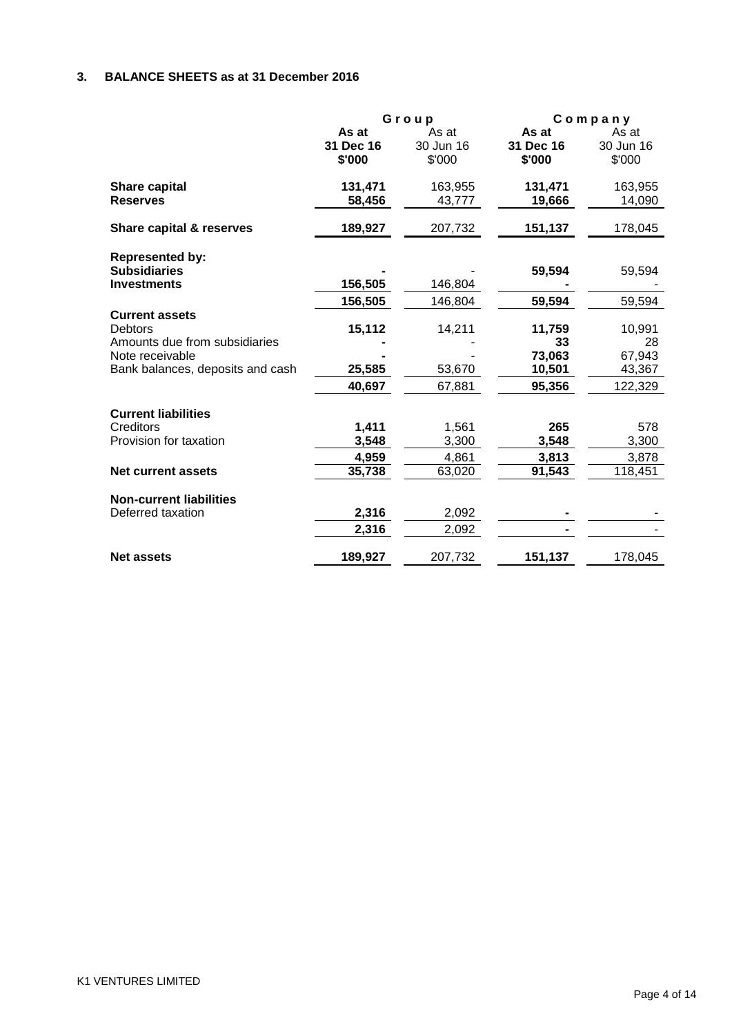## 3. BALANCE SHEETS as at 31 December 2016

| | Group | | Company | |
|---|---|---|---|---|
| | **As at 31 Dec 16 \$'000** | As at 30 Jun 16 \$'000 | **As at 31 Dec 16 \$'000** | As at 30 Jun 16 \$'000 |
| **Share capital** | **131,471** | 163,955 | **131,471** | 163,955 |
| **Reserves** | **58,456** | 43,777 | **19,666** | 14,090 |
| **Share capital & reserves** | **189,927** | 207,732 | **151,137** | 178,045 |
| **Represented by:** | | | | |
| **Subsidiaries** | **-** | - | **59,594** | 59,594 |
| **Investments** | **156,505** | 146,804 | **-** | - |
| | **156,505** | 146,804 | **59,594** | 59,594 |
| **Current assets** | | | | |
| Debtors | **15,112** | 14,211 | **11,759** | 10,991 |
| Amounts due from subsidiaries | **-** | - | **33** | 28 |
| Note receivable | **-** | - | **73,063** | 67,943 |
| Bank balances, deposits and cash | **25,585** | 53,670 | **10,501** | 43,367 |
| | **40,697** | 67,881 | **95,356** | 122,329 |
| **Current liabilities** | | | | |
| Creditors | **1,411** | 1,561 | **265** | 578 |
| Provision for taxation | **3,548** | 3,300 | **3,548** | 3,300 |
| | **4,959** | 4,861 | **3,813** | 3,878 |
| **Net current assets** | **35,738** | 63,020 | **91,543** | 118,451 |
| **Non-current liabilities** | | | | |
| Deferred taxation | **2,316** | 2,092 | **-** | - |
| | **2,316** | 2,092 | **-** | - |
| **Net assets** | **189,927** | 207,732 | **151,137** | 178,045 |

K1 VENTURES LIMITED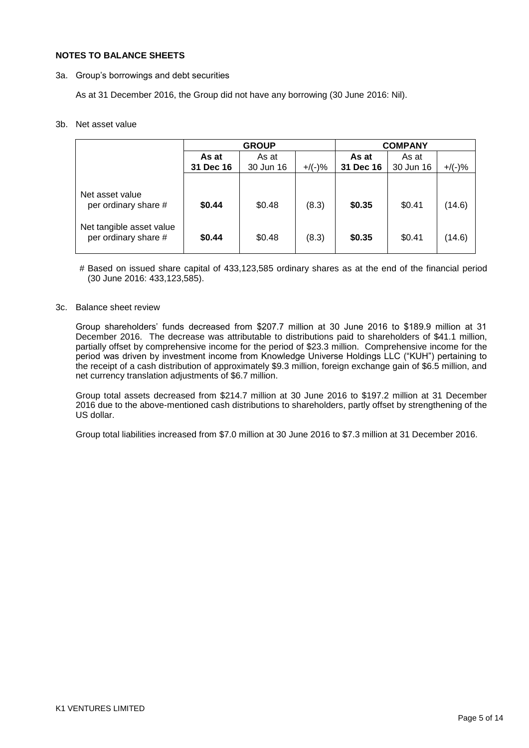## NOTES TO BALANCE SHEETS

3a. Group's borrowings and debt securities

As at 31 December 2016, the Group did not have any borrowing (30 June 2016: Nil).

3b. Net asset value

| | GROUP | | | COMPANY | | |
|---|---|---|---|---|---|---|
| | **As at 31 Dec 16** | As at 30 Jun 16 | +/(-)% | **As at 31 Dec 16** | As at 30 Jun 16 | +/(-)% |
| Net asset value per ordinary share # | **$0.44** | $0.48 | (8.3) | **$0.35** | $0.41 | (14.6) |
| Net tangible asset value per ordinary share # | **$0.44** | $0.48 | (8.3) | **$0.35** | $0.41 | (14.6) |

# Based on issued share capital of 433,123,585 ordinary shares as at the end of the financial period (30 June 2016: 433,123,585).

3c. Balance sheet review

Group shareholders' funds decreased from $207.7 million at 30 June 2016 to $189.9 million at 31 December 2016. The decrease was attributable to distributions paid to shareholders of $41.1 million, partially offset by comprehensive income for the period of $23.3 million. Comprehensive income for the period was driven by investment income from Knowledge Universe Holdings LLC ("KUH") pertaining to the receipt of a cash distribution of approximately $9.3 million, foreign exchange gain of $6.5 million, and net currency translation adjustments of $6.7 million.

Group total assets decreased from $214.7 million at 30 June 2016 to $197.2 million at 31 December 2016 due to the above-mentioned cash distributions to shareholders, partly offset by strengthening of the US dollar.

Group total liabilities increased from $7.0 million at 30 June 2016 to $7.3 million at 31 December 2016.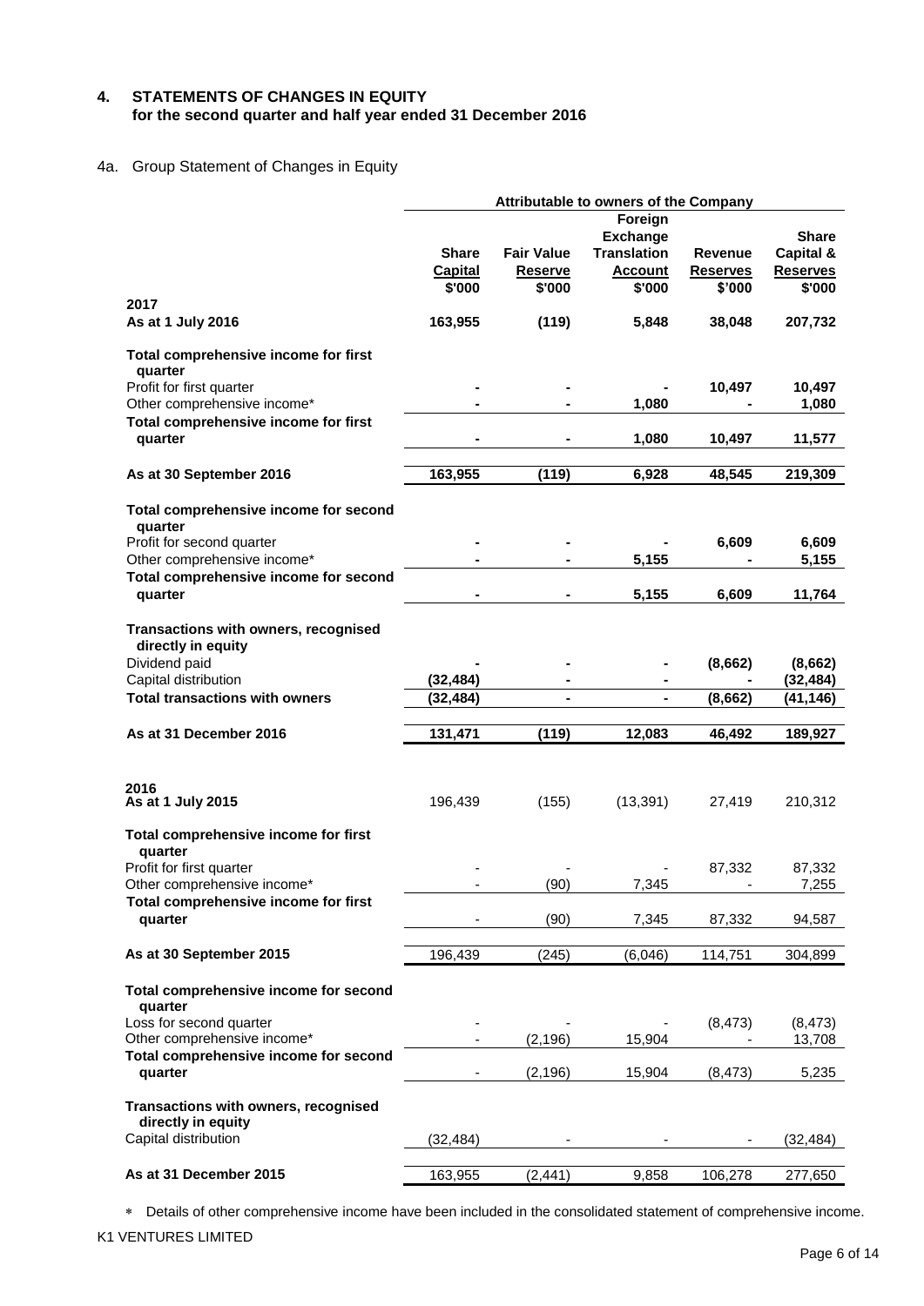## 4. STATEMENTS OF CHANGES IN EQUITY
**for the second quarter and half year ended 31 December 2016**

### 4a. Group Statement of Changes in Equity

| | Attributable to owners of the Company | | | | |
|---|---|---|---|---|---|
| | Share Capital $'000 | Fair Value Reserve $'000 | Foreign Exchange Translation Account $'000 | Revenue Reserves $'000 | Share Capital & Reserves $'000 |
| **2017** | | | | | |
| **As at 1 July 2016** | **163,955** | **(119)** | **5,848** | **38,048** | **207,732** |
| **Total comprehensive income for first quarter** | | | | | |
| Profit for first quarter | **-** | **-** | **-** | **10,497** | **10,497** |
| Other comprehensive income* | **-** | **-** | **1,080** | **-** | **1,080** |
| **Total comprehensive income for first quarter** | **-** | **-** | **1,080** | **10,497** | **11,577** |
| **As at 30 September 2016** | **163,955** | **(119)** | **6,928** | **48,545** | **219,309** |
| **Total comprehensive income for second quarter** | | | | | |
| Profit for second quarter | **-** | **-** | **-** | **6,609** | **6,609** |
| Other comprehensive income* | **-** | **-** | **5,155** | **-** | **5,155** |
| **Total comprehensive income for second quarter** | **-** | **-** | **5,155** | **6,609** | **11,764** |
| **Transactions with owners, recognised directly in equity** | | | | | |
| Dividend paid | **-** | **-** | **-** | **(8,662)** | **(8,662)** |
| Capital distribution | **(32,484)** | **-** | **-** | **-** | **(32,484)** |
| **Total transactions with owners** | **(32,484)** | **-** | **-** | **(8,662)** | **(41,146)** |
| **As at 31 December 2016** | **131,471** | **(119)** | **12,083** | **46,492** | **189,927** |
| **2016** | | | | | |
| **As at 1 July 2015** | 196,439 | (155) | (13,391) | 27,419 | 210,312 |
| **Total comprehensive income for first quarter** | | | | | |
| Profit for first quarter | - | - | - | 87,332 | 87,332 |
| Other comprehensive income* | - | (90) | 7,345 | - | 7,255 |
| **Total comprehensive income for first quarter** | - | (90) | 7,345 | 87,332 | 94,587 |
| **As at 30 September 2015** | 196,439 | (245) | (6,046) | 114,751 | 304,899 |
| **Total comprehensive income for second quarter** | | | | | |
| Loss for second quarter | - | - | - | (8,473) | (8,473) |
| Other comprehensive income* | - | (2,196) | 15,904 | - | 13,708 |
| **Total comprehensive income for second quarter** | - | (2,196) | 15,904 | (8,473) | 5,235 |
| **Transactions with owners, recognised directly in equity** | | | | | |
| Capital distribution | (32,484) | - | - | - | (32,484) |
| **As at 31 December 2015** | 163,955 | (2,441) | 9,858 | 106,278 | 277,650 |

* Details of other comprehensive income have been included in the consolidated statement of comprehensive income.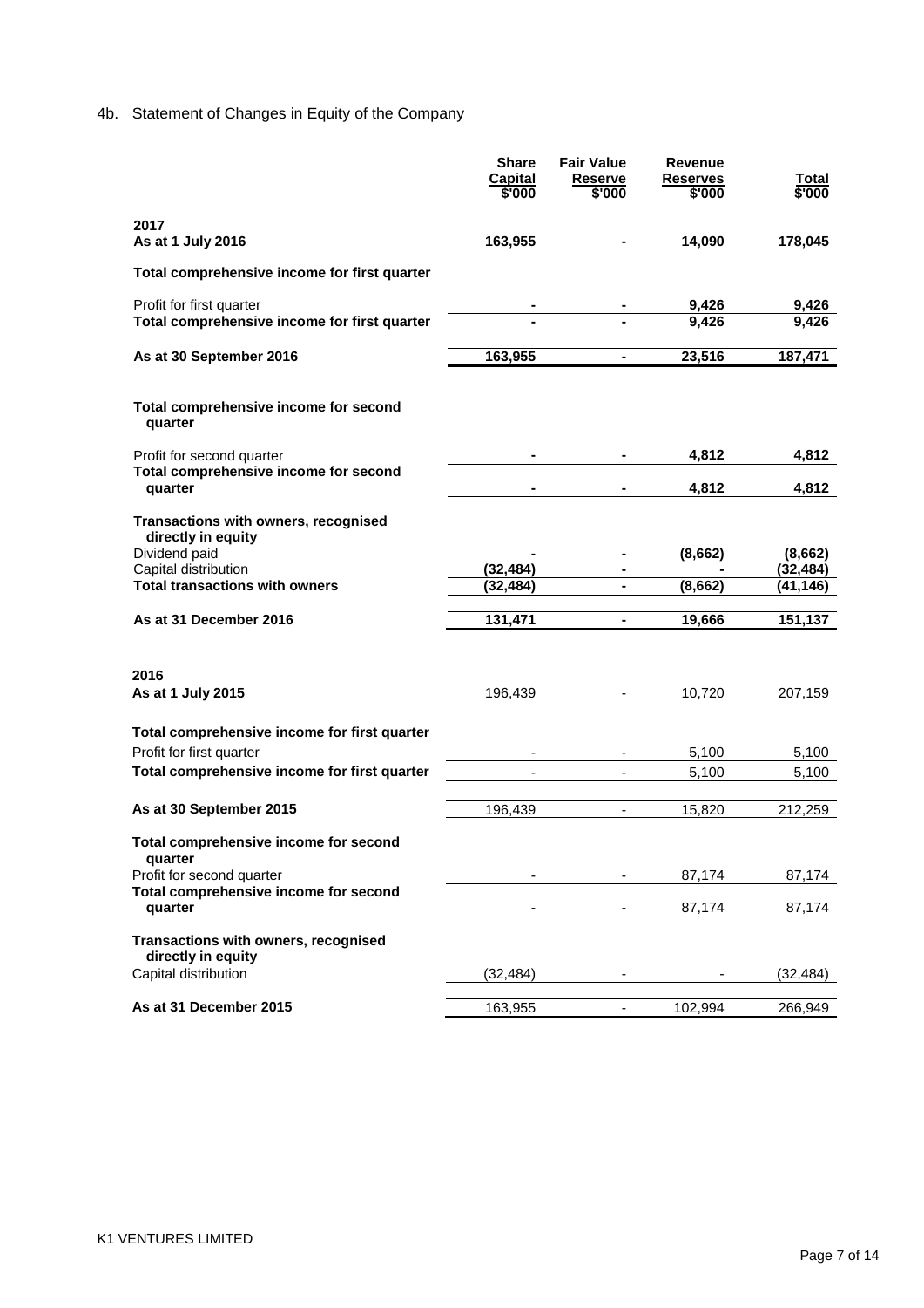## 4b. Statement of Changes in Equity of the Company

| | Share Capital $'000 | Fair Value Reserve $'000 | Revenue Reserves $'000 | Total $'000 |
|---|---|---|---|---|
| **2017** | | | | |
| **As at 1 July 2016** | **163,955** | **-** | **14,090** | **178,045** |
| **Total comprehensive income for first quarter** | | | | |
| Profit for first quarter | **-** | **-** | **9,426** | **9,426** |
| **Total comprehensive income for first quarter** | **-** | **-** | **9,426** | **9,426** |
| **As at 30 September 2016** | **163,955** | **-** | **23,516** | **187,471** |
| **Total comprehensive income for second quarter** | | | | |
| Profit for second quarter | **-** | **-** | **4,812** | **4,812** |
| **Total comprehensive income for second quarter** | **-** | **-** | **4,812** | **4,812** |
| **Transactions with owners, recognised directly in equity** | | | | |
| Dividend paid | **-** | **-** | **(8,662)** | **(8,662)** |
| Capital distribution | **(32,484)** | **-** | **-** | **(32,484)** |
| **Total transactions with owners** | **(32,484)** | **-** | **(8,662)** | **(41,146)** |
| **As at 31 December 2016** | **131,471** | **-** | **19,666** | **151,137** |
| | | | | |
| **2016** | | | | |
| **As at 1 July 2015** | 196,439 | - | 10,720 | 207,159 |
| **Total comprehensive income for first quarter** | | | | |
| Profit for first quarter | - | - | 5,100 | 5,100 |
| **Total comprehensive income for first quarter** | - | - | 5,100 | 5,100 |
| **As at 30 September 2015** | 196,439 | - | 15,820 | 212,259 |
| **Total comprehensive income for second quarter** | | | | |
| Profit for second quarter | - | - | 87,174 | 87,174 |
| **Total comprehensive income for second quarter** | - | - | 87,174 | 87,174 |
| **Transactions with owners, recognised directly in equity** | | | | |
| Capital distribution | (32,484) | - | - | (32,484) |
| **As at 31 December 2015** | 163,955 | - | 102,994 | 266,949 |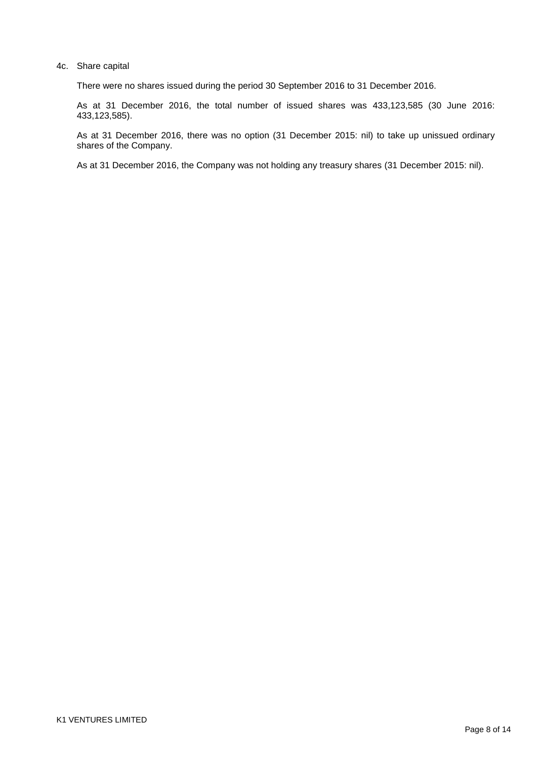### 4c. Share capital

There were no shares issued during the period 30 September 2016 to 31 December 2016.

As at 31 December 2016, the total number of issued shares was 433,123,585 (30 June 2016: 433,123,585).

As at 31 December 2016, there was no option (31 December 2015: nil) to take up unissued ordinary shares of the Company.

As at 31 December 2016, the Company was not holding any treasury shares (31 December 2015: nil).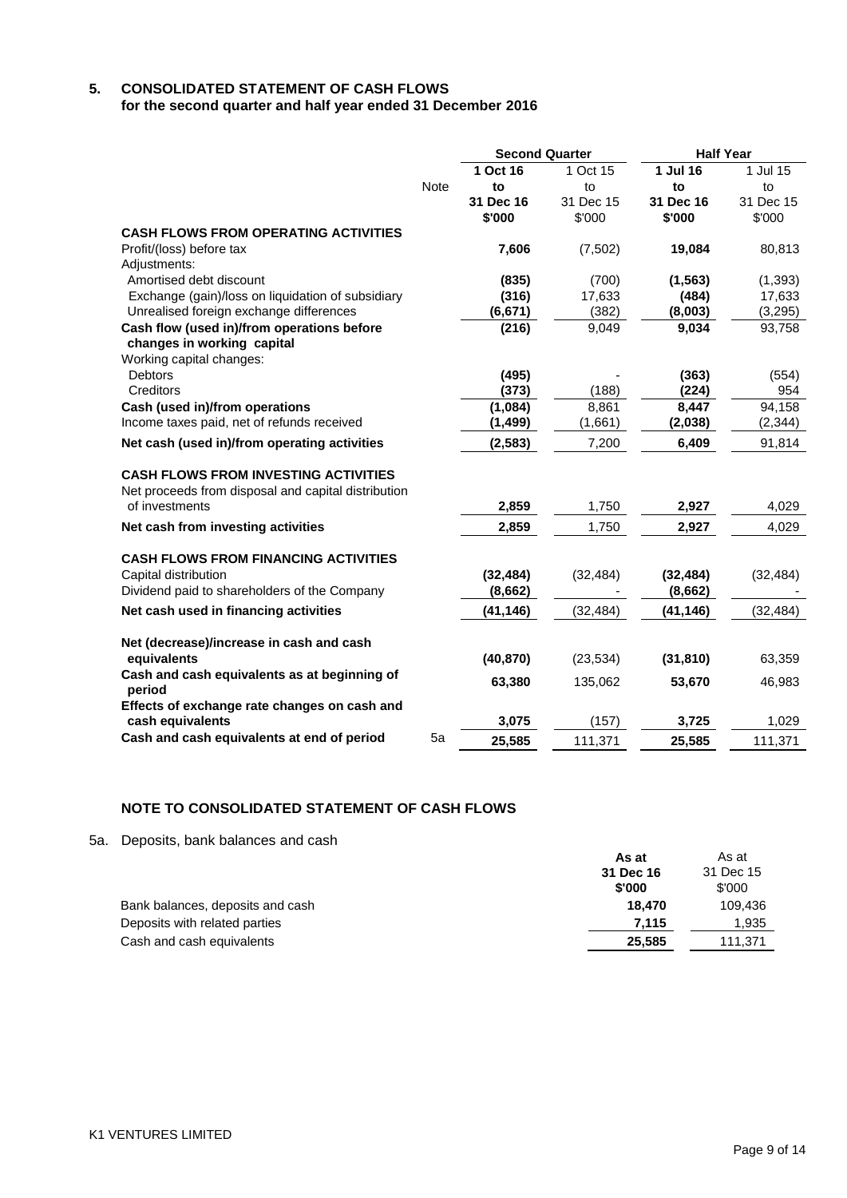## 5. CONSOLIDATED STATEMENT OF CASH FLOWS

**for the second quarter and half year ended 31 December 2016**

| | Note | Second Quarter | | Half Year | |
|---|---|---|---|---|---|
| | | **1 Oct 16 to 31 Dec 16** | 1 Oct 15 to 31 Dec 15 | **1 Jul 16 to 31 Dec 16** | 1 Jul 15 to 31 Dec 15 |
| | | **\$'000** | \$'000 | **\$'000** | \$'000 |
| **CASH FLOWS FROM OPERATING ACTIVITIES** | | | | | |
| Profit/(loss) before tax | | **7,606** | (7,502) | **19,084** | 80,813 |
| Adjustments: | | | | | |
| Amortised debt discount | | **(835)** | (700) | **(1,563)** | (1,393) |
| Exchange (gain)/loss on liquidation of subsidiary | | **(316)** | 17,633 | **(484)** | 17,633 |
| Unrealised foreign exchange differences | | **(6,671)** | (382) | **(8,003)** | (3,295) |
| **Cash flow (used in)/from operations before changes in working capital** | | **(216)** | 9,049 | **9,034** | 93,758 |
| Working capital changes: | | | | | |
| Debtors | | **(495)** | - | **(363)** | (554) |
| Creditors | | **(373)** | (188) | **(224)** | 954 |
| **Cash (used in)/from operations** | | **(1,084)** | 8,861 | **8,447** | 94,158 |
| Income taxes paid, net of refunds received | | **(1,499)** | (1,661) | **(2,038)** | (2,344) |
| **Net cash (used in)/from operating activities** | | **(2,583)** | 7,200 | **6,409** | 91,814 |
| **CASH FLOWS FROM INVESTING ACTIVITIES** | | | | | |
| Net proceeds from disposal and capital distribution of investments | | **2,859** | 1,750 | **2,927** | 4,029 |
| **Net cash from investing activities** | | **2,859** | 1,750 | **2,927** | 4,029 |
| **CASH FLOWS FROM FINANCING ACTIVITIES** | | | | | |
| Capital distribution | | **(32,484)** | (32,484) | **(32,484)** | (32,484) |
| Dividend paid to shareholders of the Company | | **(8,662)** | - | **(8,662)** | - |
| **Net cash used in financing activities** | | **(41,146)** | (32,484) | **(41,146)** | (32,484) |
| **Net (decrease)/increase in cash and cash equivalents** | | **(40,870)** | (23,534) | **(31,810)** | 63,359 |
| **Cash and cash equivalents as at beginning of period** | | **63,380** | 135,062 | **53,670** | 46,983 |
| **Effects of exchange rate changes on cash and cash equivalents** | | **3,075** | (157) | **3,725** | 1,029 |
| **Cash and cash equivalents at end of period** | 5a | **25,585** | 111,371 | **25,585** | 111,371 |

### NOTE TO CONSOLIDATED STATEMENT OF CASH FLOWS

5a. Deposits, bank balances and cash

| | **As at 31 Dec 16** | As at 31 Dec 15 |
|---|---|---|
| | **\$'000** | \$'000 |
| Bank balances, deposits and cash | **18,470** | 109,436 |
| Deposits with related parties | **7,115** | 1,935 |
| Cash and cash equivalents | **25,585** | 111,371 |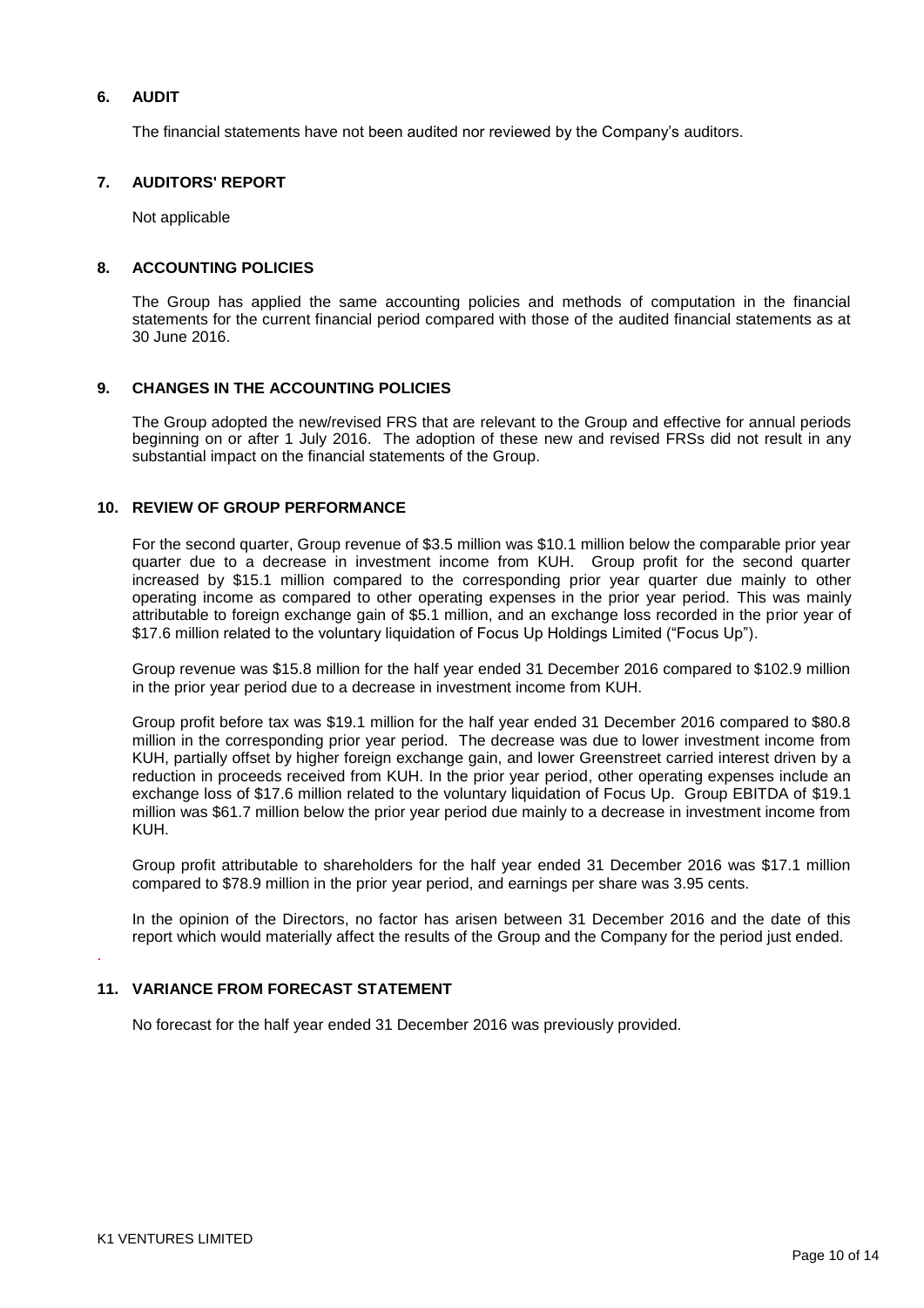## 6. AUDIT

The financial statements have not been audited nor reviewed by the Company's auditors.

## 7. AUDITORS' REPORT

Not applicable

## 8. ACCOUNTING POLICIES

The Group has applied the same accounting policies and methods of computation in the financial statements for the current financial period compared with those of the audited financial statements as at 30 June 2016.

## 9. CHANGES IN THE ACCOUNTING POLICIES

The Group adopted the new/revised FRS that are relevant to the Group and effective for annual periods beginning on or after 1 July 2016. The adoption of these new and revised FRSs did not result in any substantial impact on the financial statements of the Group.

## 10. REVIEW OF GROUP PERFORMANCE

For the second quarter, Group revenue of $3.5 million was $10.1 million below the comparable prior year quarter due to a decrease in investment income from KUH. Group profit for the second quarter increased by $15.1 million compared to the corresponding prior year quarter due mainly to other operating income as compared to other operating expenses in the prior year period. This was mainly attributable to foreign exchange gain of $5.1 million, and an exchange loss recorded in the prior year of $17.6 million related to the voluntary liquidation of Focus Up Holdings Limited ("Focus Up").

Group revenue was $15.8 million for the half year ended 31 December 2016 compared to $102.9 million in the prior year period due to a decrease in investment income from KUH.

Group profit before tax was $19.1 million for the half year ended 31 December 2016 compared to $80.8 million in the corresponding prior year period. The decrease was due to lower investment income from KUH, partially offset by higher foreign exchange gain, and lower Greenstreet carried interest driven by a reduction in proceeds received from KUH. In the prior year period, other operating expenses include an exchange loss of $17.6 million related to the voluntary liquidation of Focus Up. Group EBITDA of $19.1 million was $61.7 million below the prior year period due mainly to a decrease in investment income from KUH.

Group profit attributable to shareholders for the half year ended 31 December 2016 was $17.1 million compared to $78.9 million in the prior year period, and earnings per share was 3.95 cents.

In the opinion of the Directors, no factor has arisen between 31 December 2016 and the date of this report which would materially affect the results of the Group and the Company for the period just ended.

## 11. VARIANCE FROM FORECAST STATEMENT

No forecast for the half year ended 31 December 2016 was previously provided.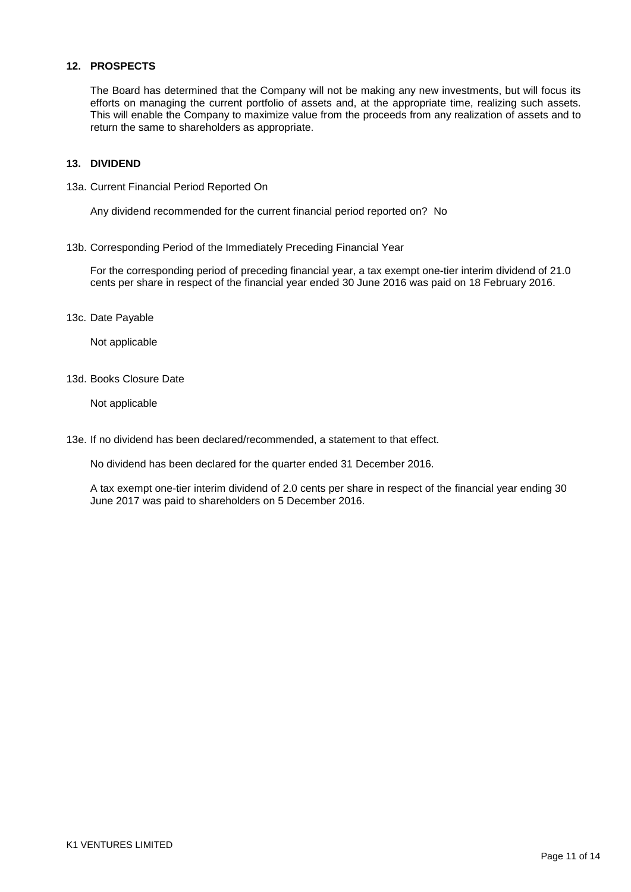## 12. PROSPECTS

The Board has determined that the Company will not be making any new investments, but will focus its efforts on managing the current portfolio of assets and, at the appropriate time, realizing such assets. This will enable the Company to maximize value from the proceeds from any realization of assets and to return the same to shareholders as appropriate.

## 13. DIVIDEND

13a. Current Financial Period Reported On

Any dividend recommended for the current financial period reported on? No

13b. Corresponding Period of the Immediately Preceding Financial Year

For the corresponding period of preceding financial year, a tax exempt one-tier interim dividend of 21.0 cents per share in respect of the financial year ended 30 June 2016 was paid on 18 February 2016.

13c. Date Payable

Not applicable

13d. Books Closure Date

Not applicable

13e. If no dividend has been declared/recommended, a statement to that effect.

No dividend has been declared for the quarter ended 31 December 2016.

A tax exempt one-tier interim dividend of 2.0 cents per share in respect of the financial year ending 30 June 2017 was paid to shareholders on 5 December 2016.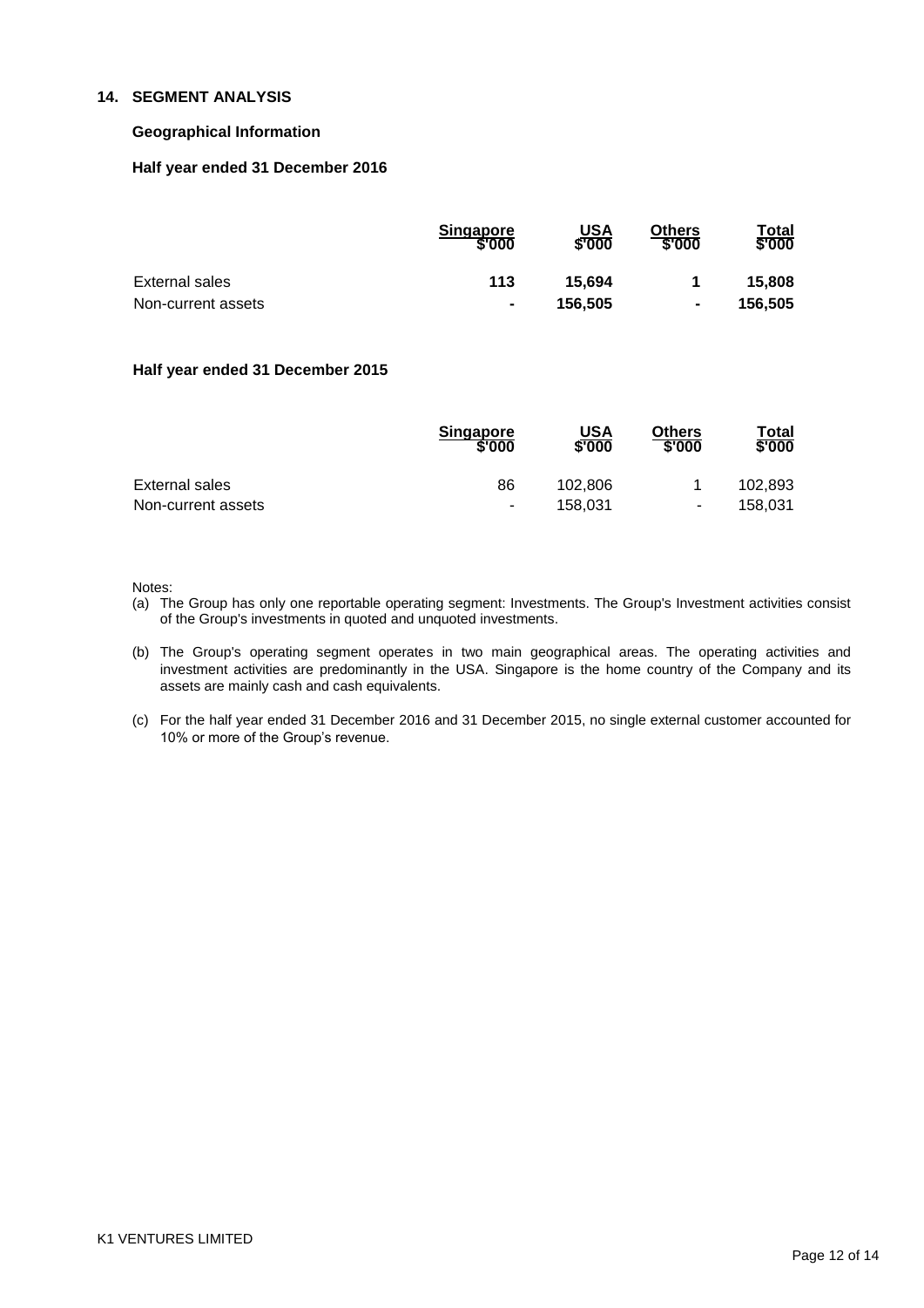## 14. SEGMENT ANALYSIS

### Geographical Information

**Half year ended 31 December 2016**

| | Singapore<br>$'000 | USA<br>$'000 | Others<br>$'000 | Total<br>$'000 |
|---|---|---|---|---|
| External sales | **113** | **15,694** | **1** | **15,808** |
| Non-current assets | **-** | **156,505** | **-** | **156,505** |

**Half year ended 31 December 2015**

| | Singapore<br>$'000 | USA<br>$'000 | Others<br>$'000 | Total<br>$'000 |
|---|---|---|---|---|
| External sales | 86 | 102,806 | 1 | 102,893 |
| Non-current assets | - | 158,031 | - | 158,031 |

Notes:

(a) The Group has only one reportable operating segment: Investments. The Group's Investment activities consist of the Group's investments in quoted and unquoted investments.

(b) The Group's operating segment operates in two main geographical areas. The operating activities and investment activities are predominantly in the USA. Singapore is the home country of the Company and its assets are mainly cash and cash equivalents.

(c) For the half year ended 31 December 2016 and 31 December 2015, no single external customer accounted for 10% or more of the Group's revenue.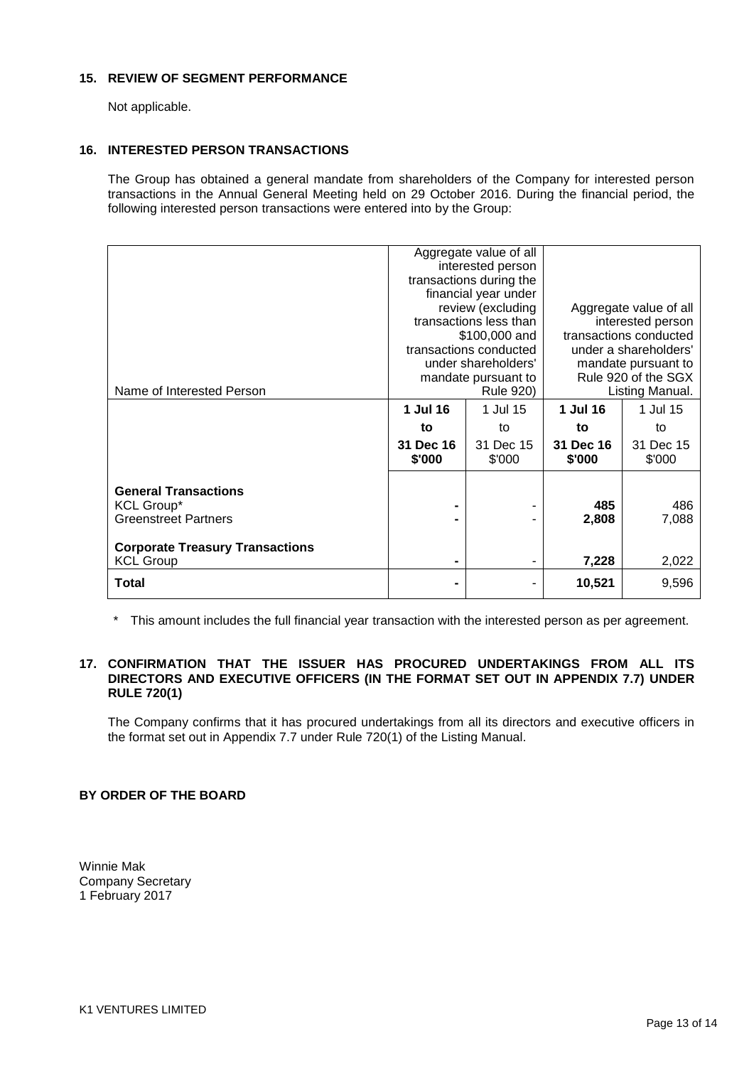## 15. REVIEW OF SEGMENT PERFORMANCE

Not applicable.

## 16. INTERESTED PERSON TRANSACTIONS

The Group has obtained a general mandate from shareholders of the Company for interested person transactions in the Annual General Meeting held on 29 October 2016. During the financial period, the following interested person transactions were entered into by the Group:

| Name of Interested Person | Aggregate value of all interested person transactions during the financial year under review (excluding transactions less than \$100,000 and transactions conducted under shareholders' mandate pursuant to Rule 920) | | Aggregate value of all interested person transactions conducted under a shareholders' mandate pursuant to Rule 920 of the SGX Listing Manual. | |
|---|---|---|---|---|
| | **1 Jul 16 to 31 Dec 16 \$'000** | 1 Jul 15 to 31 Dec 15 \$'000 | **1 Jul 16 to 31 Dec 16 \$'000** | 1 Jul 15 to 31 Dec 15 \$'000 |
| **General Transactions** | | | | |
| KCL Group* | **-** | - | **485** | 486 |
| Greenstreet Partners | **-** | - | **2,808** | 7,088 |
| **Corporate Treasury Transactions** | | | | |
| KCL Group | **-** | - | **7,228** | 2,022 |
| **Total** | **-** | - | **10,521** | 9,596 |

\* This amount includes the full financial year transaction with the interested person as per agreement.

## 17. CONFIRMATION THAT THE ISSUER HAS PROCURED UNDERTAKINGS FROM ALL ITS DIRECTORS AND EXECUTIVE OFFICERS (IN THE FORMAT SET OUT IN APPENDIX 7.7) UNDER RULE 720(1)

The Company confirms that it has procured undertakings from all its directors and executive officers in the format set out in Appendix 7.7 under Rule 720(1) of the Listing Manual.

**BY ORDER OF THE BOARD**

Winnie Mak
Company Secretary
1 February 2017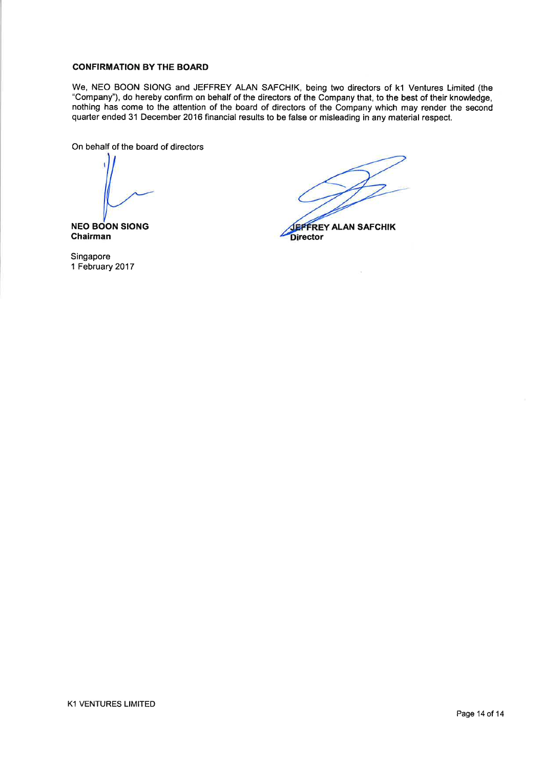**CONFIRMATION BY THE BOARD**

We, NEO BOON SIONG and JEFFREY ALAN SAFCHIK, being two directors of k1 Ventures Limited (the "Company"), do hereby confirm on behalf of the directors of the Company that, to the best of their knowledge, nothing has come to the attention of the board of directors of the Company which may render the second quarter ended 31 December 2016 financial results to be false or misleading in any material respect.

On behalf of the board of directors

**NEO BOON SIONG**
**Chairman**

**JEFFREY ALAN SAFCHIK**
**Director**

Singapore
1 February 2017

K1 VENTURES LIMITED